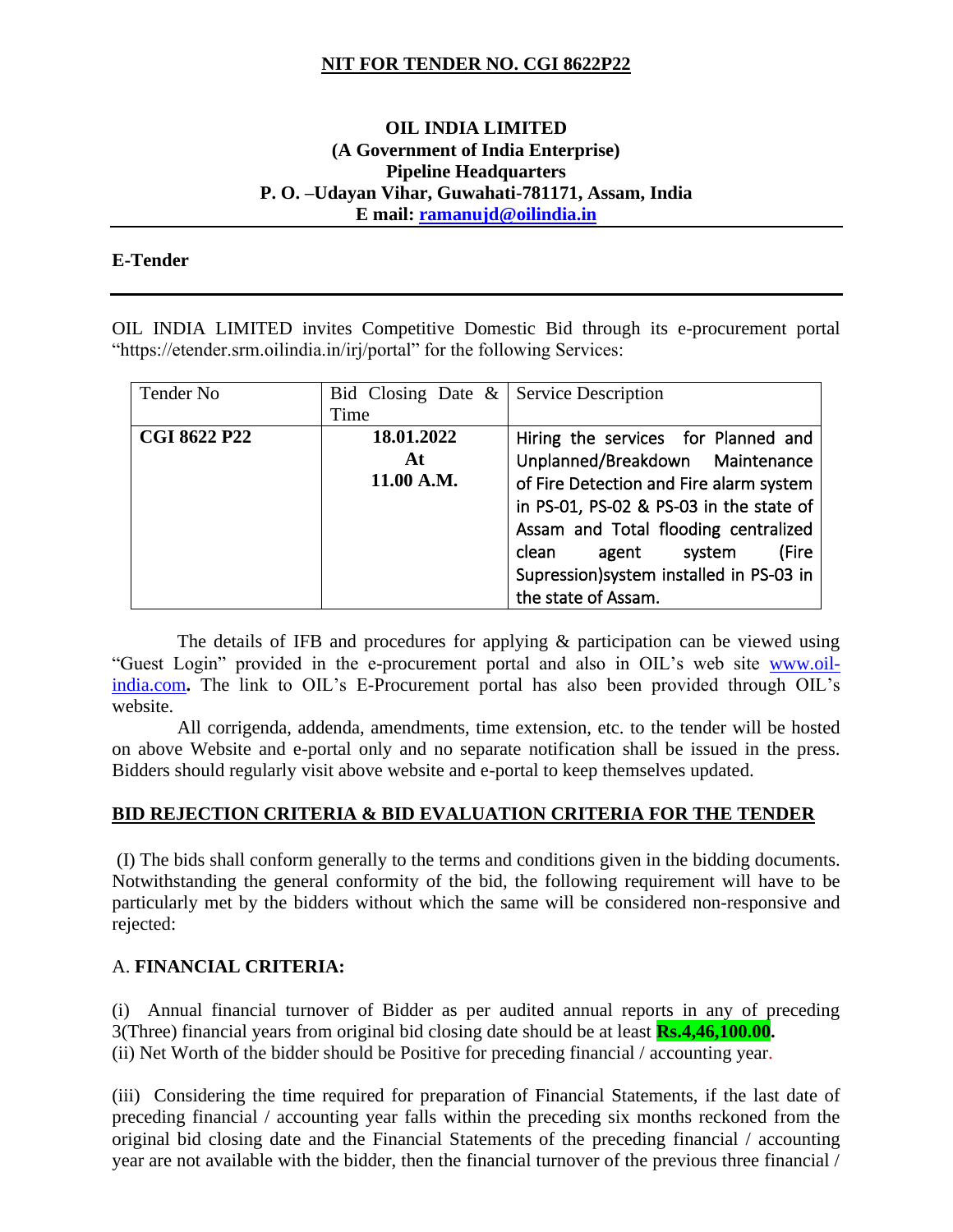## NIT FOR TENDER NO. CGI 8622P22

**OIL INDIA LIMITED**
**(A Government of India Enterprise)**
**Pipeline Headquarters**
**P. O. –Udayan Vihar, Guwahati-781171, Assam, India**
**E mail: ramanujd@oilindia.in**

**E-Tender**

OIL INDIA LIMITED invites Competitive Domestic Bid through its e-procurement portal "https://etender.srm.oilindia.in/irj/portal" for the following Services:

| Tender No | Bid Closing Date & Time | Service Description |
|---|---|---|
| **CGI 8622 P22** | **18.01.2022 At 11.00 A.M.** | Hiring the services for Planned and Unplanned/Breakdown Maintenance of Fire Detection and Fire alarm system in PS-01, PS-02 & PS-03 in the state of Assam and Total flooding centralized clean agent system (Fire Supression)system installed in PS-03 in the state of Assam. |

The details of IFB and procedures for applying & participation can be viewed using "Guest Login" provided in the e-procurement portal and also in OIL's web site www.oil-india.com**.** The link to OIL's E-Procurement portal has also been provided through OIL's website.

All corrigenda, addenda, amendments, time extension, etc. to the tender will be hosted on above Website and e-portal only and no separate notification shall be issued in the press. Bidders should regularly visit above website and e-portal to keep themselves updated.

**BID REJECTION CRITERIA & BID EVALUATION CRITERIA FOR THE TENDER**

(I) The bids shall conform generally to the terms and conditions given in the bidding documents. Notwithstanding the general conformity of the bid, the following requirement will have to be particularly met by the bidders without which the same will be considered non-responsive and rejected:

A. **FINANCIAL CRITERIA:**

(i) Annual financial turnover of Bidder as per audited annual reports in any of preceding 3(Three) financial years from original bid closing date should be at least **Rs.4,46,100.00.**
(ii) Net Worth of the bidder should be Positive for preceding financial / accounting year.

(iii) Considering the time required for preparation of Financial Statements, if the last date of preceding financial / accounting year falls within the preceding six months reckoned from the original bid closing date and the Financial Statements of the preceding financial / accounting year are not available with the bidder, then the financial turnover of the previous three financial /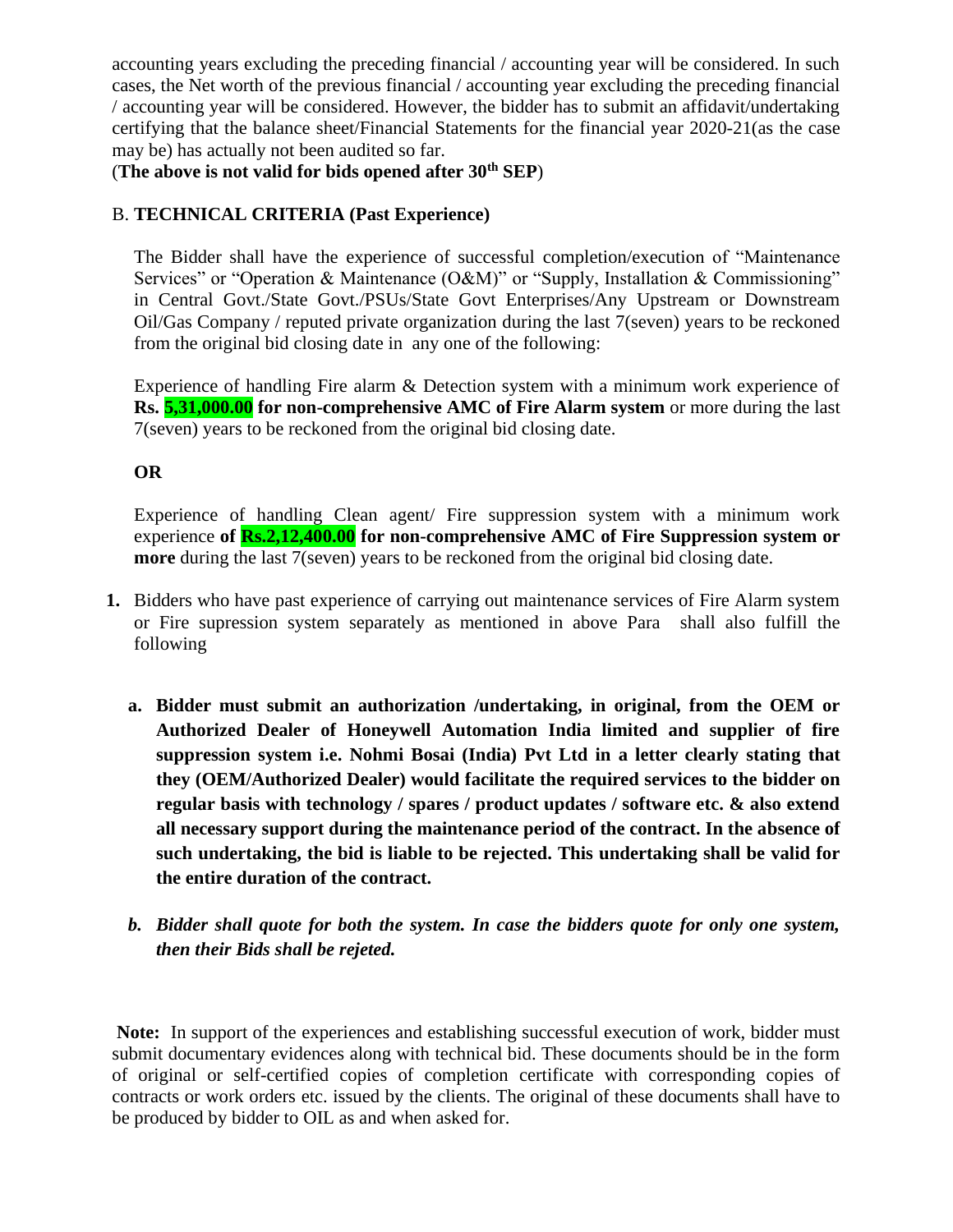accounting years excluding the preceding financial / accounting year will be considered. In such cases, the Net worth of the previous financial / accounting year excluding the preceding financial / accounting year will be considered. However, the bidder has to submit an affidavit/undertaking certifying that the balance sheet/Financial Statements for the financial year 2020-21(as the case may be) has actually not been audited so far.

(**The above is not valid for bids opened after 30th SEP**)

B. **TECHNICAL CRITERIA (Past Experience)**

The Bidder shall have the experience of successful completion/execution of "Maintenance Services" or "Operation & Maintenance (O&M)" or "Supply, Installation & Commissioning" in Central Govt./State Govt./PSUs/State Govt Enterprises/Any Upstream or Downstream Oil/Gas Company / reputed private organization during the last 7(seven) years to be reckoned from the original bid closing date in any one of the following:

Experience of handling Fire alarm & Detection system with a minimum work experience of **Rs. 5,31,000.00 for non-comprehensive AMC of Fire Alarm system** or more during the last 7(seven) years to be reckoned from the original bid closing date.

**OR**

Experience of handling Clean agent/ Fire suppression system with a minimum work experience **of Rs.2,12,400.00 for non-comprehensive AMC of Fire Suppression system or more** during the last 7(seven) years to be reckoned from the original bid closing date.

1. Bidders who have past experience of carrying out maintenance services of Fire Alarm system or Fire supression system separately as mentioned in above Para shall also fulfill the following

   a. **Bidder must submit an authorization /undertaking, in original, from the OEM or Authorized Dealer of Honeywell Automation India limited and supplier of fire suppression system i.e. Nohmi Bosai (India) Pvt Ltd in a letter clearly stating that they (OEM/Authorized Dealer) would facilitate the required services to the bidder on regular basis with technology / spares / product updates / software etc. & also extend all necessary support during the maintenance period of the contract. In the absence of such undertaking, the bid is liable to be rejected. This undertaking shall be valid for the entire duration of the contract.**

   b. ***Bidder shall quote for both the system. In case the bidders quote for only one system, then their Bids shall be rejeted.***

**Note:** In support of the experiences and establishing successful execution of work, bidder must submit documentary evidences along with technical bid. These documents should be in the form of original or self-certified copies of completion certificate with corresponding copies of contracts or work orders etc. issued by the clients. The original of these documents shall have to be produced by bidder to OIL as and when asked for.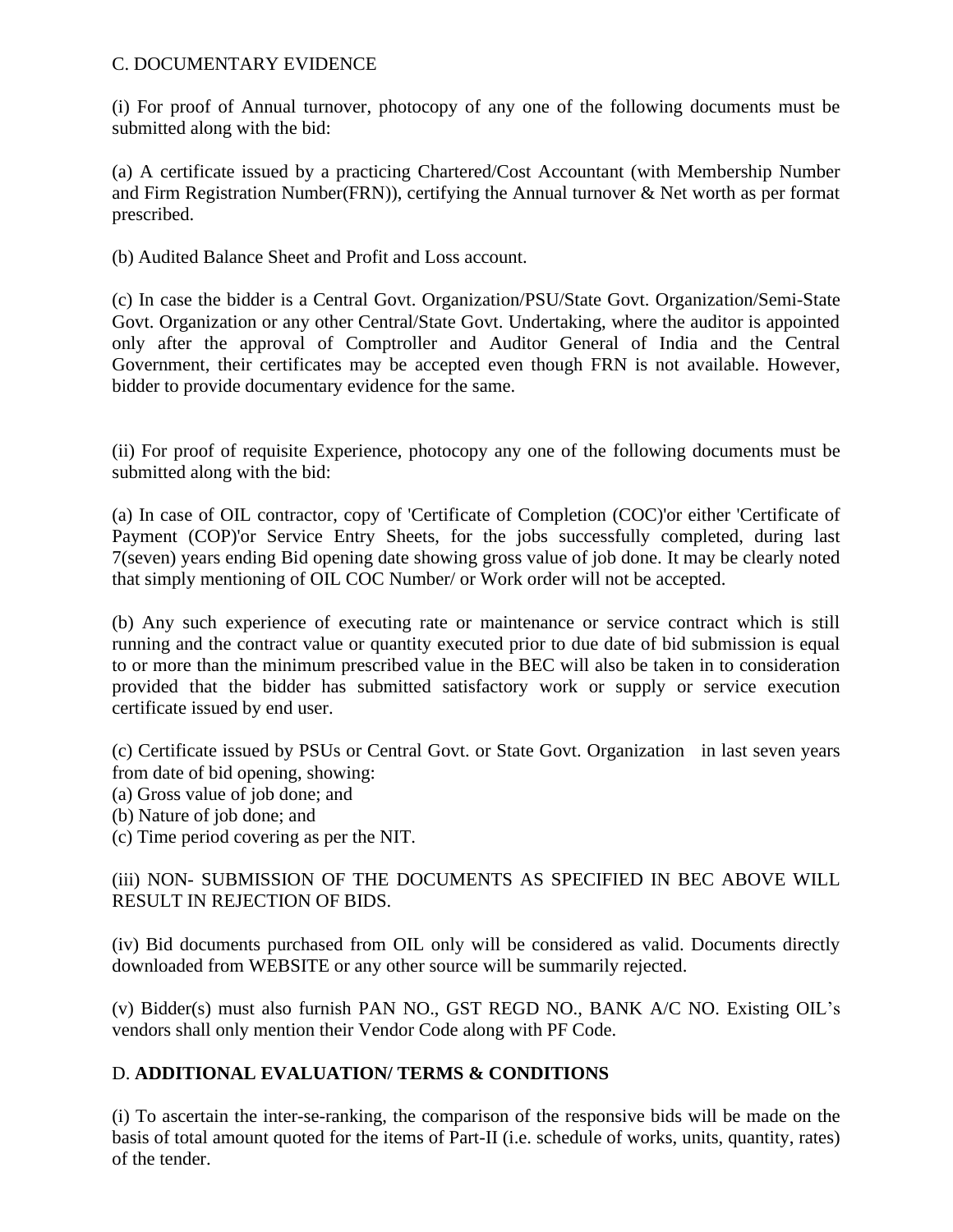C. DOCUMENTARY EVIDENCE

(i) For proof of Annual turnover, photocopy of any one of the following documents must be submitted along with the bid:

(a) A certificate issued by a practicing Chartered/Cost Accountant (with Membership Number and Firm Registration Number(FRN)), certifying the Annual turnover & Net worth as per format prescribed.

(b) Audited Balance Sheet and Profit and Loss account.

(c) In case the bidder is a Central Govt. Organization/PSU/State Govt. Organization/Semi-State Govt. Organization or any other Central/State Govt. Undertaking, where the auditor is appointed only after the approval of Comptroller and Auditor General of India and the Central Government, their certificates may be accepted even though FRN is not available. However, bidder to provide documentary evidence for the same.

(ii) For proof of requisite Experience, photocopy any one of the following documents must be submitted along with the bid:

(a) In case of OIL contractor, copy of 'Certificate of Completion (COC)'or either 'Certificate of Payment (COP)'or Service Entry Sheets, for the jobs successfully completed, during last 7(seven) years ending Bid opening date showing gross value of job done. It may be clearly noted that simply mentioning of OIL COC Number/ or Work order will not be accepted.

(b) Any such experience of executing rate or maintenance or service contract which is still running and the contract value or quantity executed prior to due date of bid submission is equal to or more than the minimum prescribed value in the BEC will also be taken in to consideration provided that the bidder has submitted satisfactory work or supply or service execution certificate issued by end user.

(c) Certificate issued by PSUs or Central Govt. or State Govt. Organization in last seven years from date of bid opening, showing:
(a) Gross value of job done; and
(b) Nature of job done; and
(c) Time period covering as per the NIT.

(iii) NON- SUBMISSION OF THE DOCUMENTS AS SPECIFIED IN BEC ABOVE WILL RESULT IN REJECTION OF BIDS.

(iv) Bid documents purchased from OIL only will be considered as valid. Documents directly downloaded from WEBSITE or any other source will be summarily rejected.

(v) Bidder(s) must also furnish PAN NO., GST REGD NO., BANK A/C NO. Existing OIL's vendors shall only mention their Vendor Code along with PF Code.

D. **ADDITIONAL EVALUATION/ TERMS & CONDITIONS**

(i) To ascertain the inter-se-ranking, the comparison of the responsive bids will be made on the basis of total amount quoted for the items of Part-II (i.e. schedule of works, units, quantity, rates) of the tender.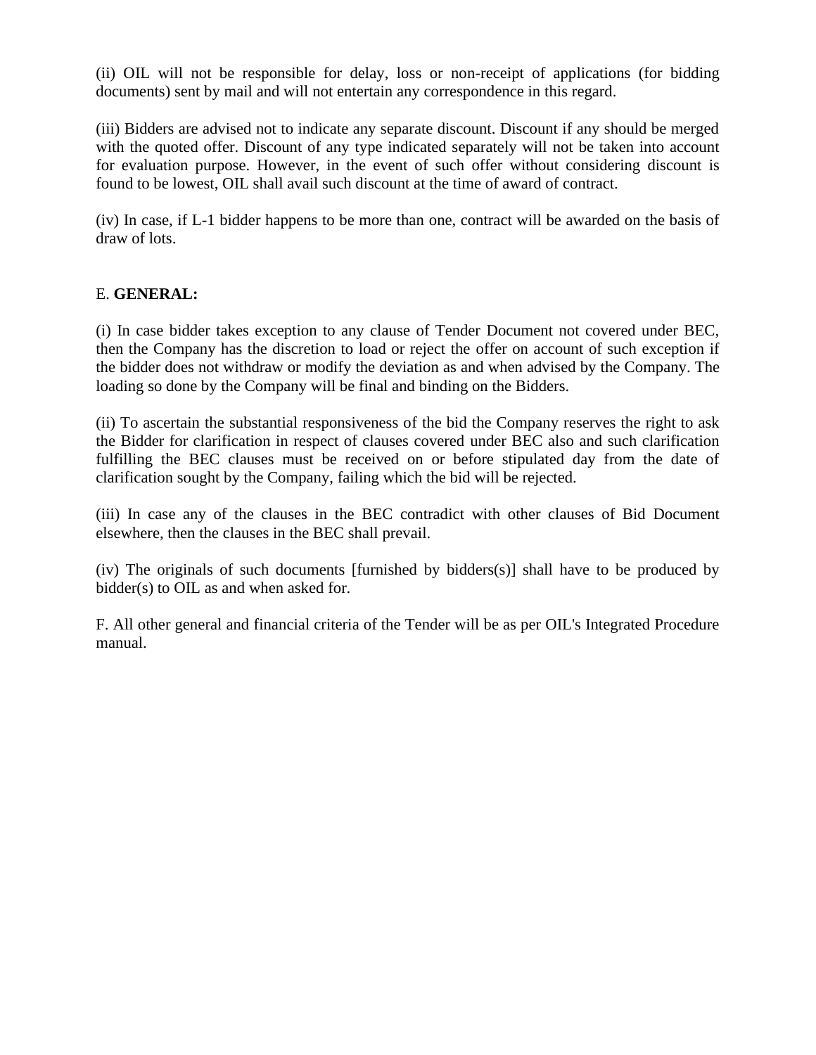(ii) OIL will not be responsible for delay, loss or non-receipt of applications (for bidding documents) sent by mail and will not entertain any correspondence in this regard.

(iii) Bidders are advised not to indicate any separate discount. Discount if any should be merged with the quoted offer. Discount of any type indicated separately will not be taken into account for evaluation purpose. However, in the event of such offer without considering discount is found to be lowest, OIL shall avail such discount at the time of award of contract.

(iv) In case, if L-1 bidder happens to be more than one, contract will be awarded on the basis of draw of lots.

E. **GENERAL:**

(i) In case bidder takes exception to any clause of Tender Document not covered under BEC, then the Company has the discretion to load or reject the offer on account of such exception if the bidder does not withdraw or modify the deviation as and when advised by the Company. The loading so done by the Company will be final and binding on the Bidders.

(ii) To ascertain the substantial responsiveness of the bid the Company reserves the right to ask the Bidder for clarification in respect of clauses covered under BEC also and such clarification fulfilling the BEC clauses must be received on or before stipulated day from the date of clarification sought by the Company, failing which the bid will be rejected.

(iii) In case any of the clauses in the BEC contradict with other clauses of Bid Document elsewhere, then the clauses in the BEC shall prevail.

(iv) The originals of such documents [furnished by bidders(s)] shall have to be produced by bidder(s) to OIL as and when asked for.

F. All other general and financial criteria of the Tender will be as per OIL's Integrated Procedure manual.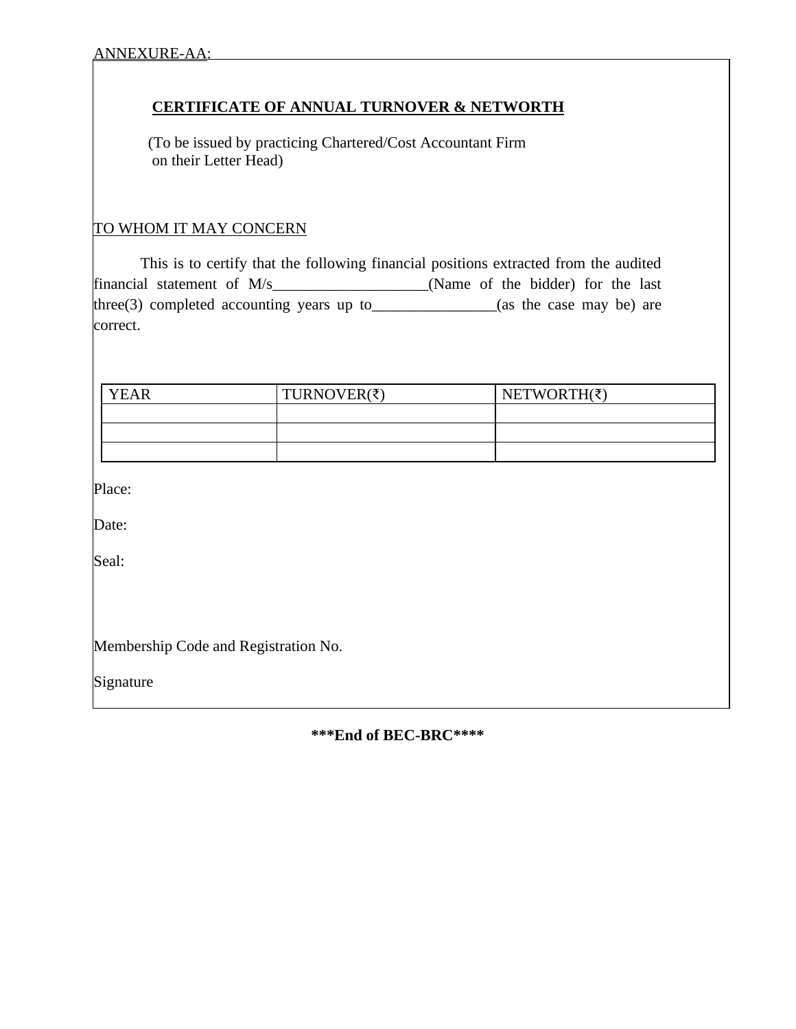ANNEXURE-AA:

## CERTIFICATE OF ANNUAL TURNOVER & NETWORTH

(To be issued by practicing Chartered/Cost Accountant Firm on their Letter Head)

TO WHOM IT MAY CONCERN

This is to certify that the following financial positions extracted from the audited financial statement of M/s____________________(Name of the bidder) for the last three(3) completed accounting years up to________________(as the case may be) are correct.

| YEAR | TURNOVER(₹) | NETWORTH(₹) |
|---|---|---|
| | | |
| | | |
| | | |

Place:

Date:

Seal:

Membership Code and Registration No.

Signature

**\*\*\*End of BEC-BRC\*\*\*\***